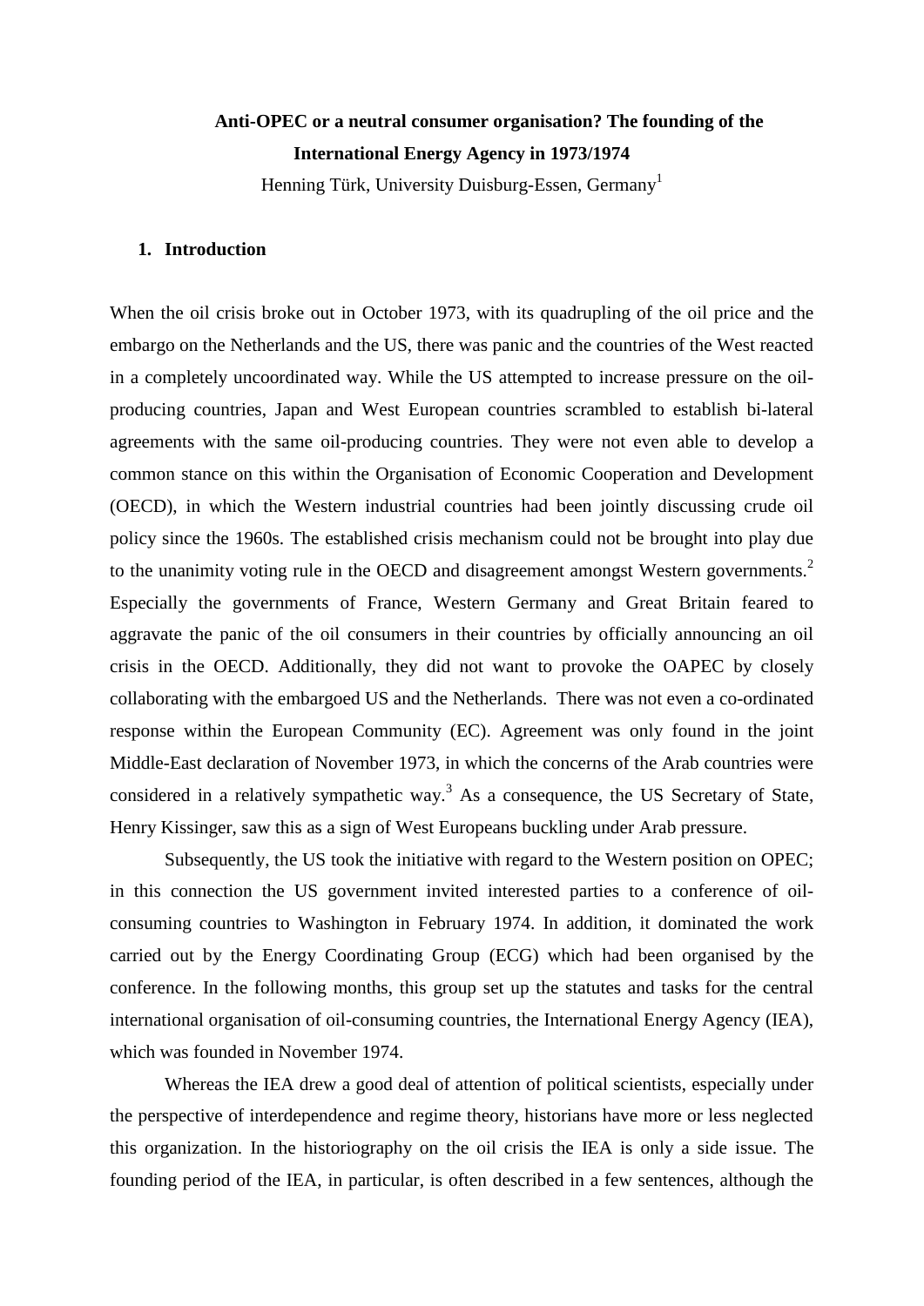# Anti-OPEC or a neutral consumer organisation? The founding of the International Energy Agency in 1973/1974

Henning Türk, University Duisburg-Essen, Germany[1]

## 1. Introduction

When the oil crisis broke out in October 1973, with its quadrupling of the oil price and the embargo on the Netherlands and the US, there was panic and the countries of the West reacted in a completely uncoordinated way. While the US attempted to increase pressure on the oil-producing countries, Japan and West European countries scrambled to establish bi-lateral agreements with the same oil-producing countries. They were not even able to develop a common stance on this within the Organisation of Economic Cooperation and Development (OECD), in which the Western industrial countries had been jointly discussing crude oil policy since the 1960s. The established crisis mechanism could not be brought into play due to the unanimity voting rule in the OECD and disagreement amongst Western governments.[2] Especially the governments of France, Western Germany and Great Britain feared to aggravate the panic of the oil consumers in their countries by officially announcing an oil crisis in the OECD. Additionally, they did not want to provoke the OAPEC by closely collaborating with the embargoed US and the Netherlands. There was not even a co-ordinated response within the European Community (EC). Agreement was only found in the joint Middle-East declaration of November 1973, in which the concerns of the Arab countries were considered in a relatively sympathetic way.[3] As a consequence, the US Secretary of State, Henry Kissinger, saw this as a sign of West Europeans buckling under Arab pressure.

Subsequently, the US took the initiative with regard to the Western position on OPEC; in this connection the US government invited interested parties to a conference of oil-consuming countries to Washington in February 1974. In addition, it dominated the work carried out by the Energy Coordinating Group (ECG) which had been organised by the conference. In the following months, this group set up the statutes and tasks for the central international organisation of oil-consuming countries, the International Energy Agency (IEA), which was founded in November 1974.

Whereas the IEA drew a good deal of attention of political scientists, especially under the perspective of interdependence and regime theory, historians have more or less neglected this organization. In the historiography on the oil crisis the IEA is only a side issue. The founding period of the IEA, in particular, is often described in a few sentences, although the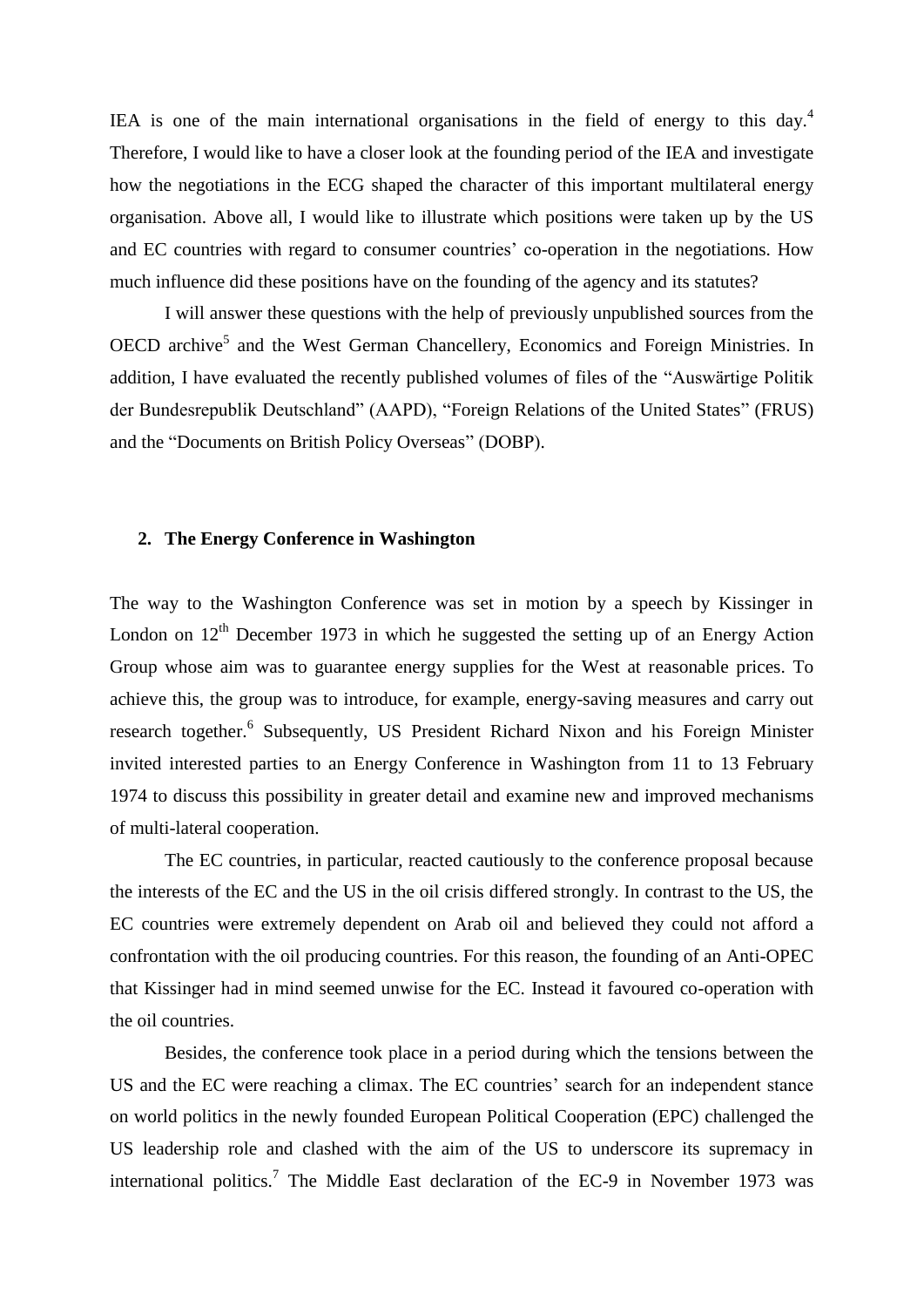IEA is one of the main international organisations in the field of energy to this day.[4] Therefore, I would like to have a closer look at the founding period of the IEA and investigate how the negotiations in the ECG shaped the character of this important multilateral energy organisation. Above all, I would like to illustrate which positions were taken up by the US and EC countries with regard to consumer countries' co-operation in the negotiations. How much influence did these positions have on the founding of the agency and its statutes?

I will answer these questions with the help of previously unpublished sources from the OECD archive[5] and the West German Chancellery, Economics and Foreign Ministries. In addition, I have evaluated the recently published volumes of files of the "Auswärtige Politik der Bundesrepublik Deutschland" (AAPD), "Foreign Relations of the United States" (FRUS) and the "Documents on British Policy Overseas" (DOBP).

## 2. The Energy Conference in Washington

The way to the Washington Conference was set in motion by a speech by Kissinger in London on 12th December 1973 in which he suggested the setting up of an Energy Action Group whose aim was to guarantee energy supplies for the West at reasonable prices. To achieve this, the group was to introduce, for example, energy-saving measures and carry out research together.[6] Subsequently, US President Richard Nixon and his Foreign Minister invited interested parties to an Energy Conference in Washington from 11 to 13 February 1974 to discuss this possibility in greater detail and examine new and improved mechanisms of multi-lateral cooperation.

The EC countries, in particular, reacted cautiously to the conference proposal because the interests of the EC and the US in the oil crisis differed strongly. In contrast to the US, the EC countries were extremely dependent on Arab oil and believed they could not afford a confrontation with the oil producing countries. For this reason, the founding of an Anti-OPEC that Kissinger had in mind seemed unwise for the EC. Instead it favoured co-operation with the oil countries.

Besides, the conference took place in a period during which the tensions between the US and the EC were reaching a climax. The EC countries' search for an independent stance on world politics in the newly founded European Political Cooperation (EPC) challenged the US leadership role and clashed with the aim of the US to underscore its supremacy in international politics.[7] The Middle East declaration of the EC-9 in November 1973 was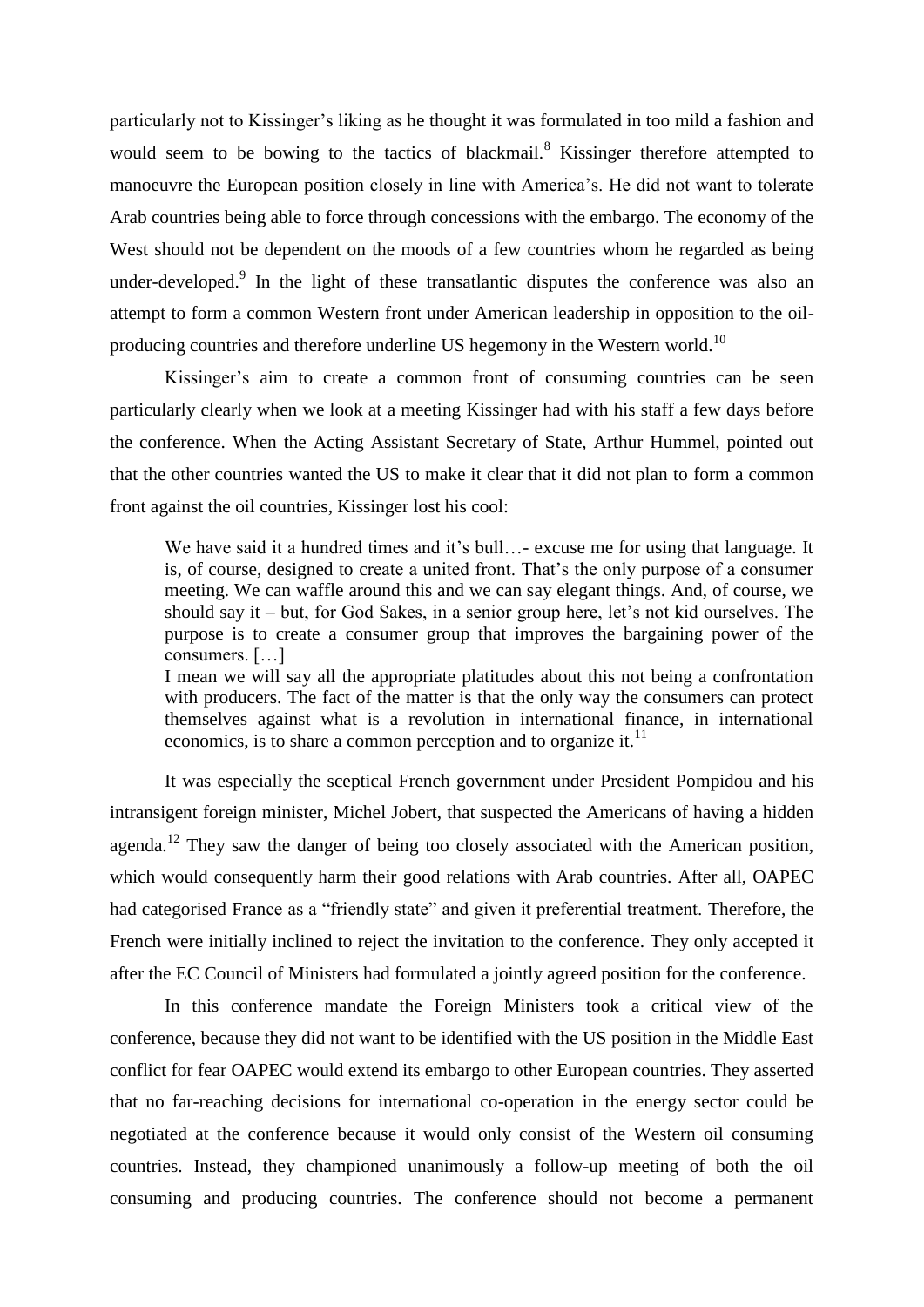particularly not to Kissinger's liking as he thought it was formulated in too mild a fashion and would seem to be bowing to the tactics of blackmail.[8] Kissinger therefore attempted to manoeuvre the European position closely in line with America's. He did not want to tolerate Arab countries being able to force through concessions with the embargo. The economy of the West should not be dependent on the moods of a few countries whom he regarded as being under-developed.[9] In the light of these transatlantic disputes the conference was also an attempt to form a common Western front under American leadership in opposition to the oil-producing countries and therefore underline US hegemony in the Western world.[10]

Kissinger's aim to create a common front of consuming countries can be seen particularly clearly when we look at a meeting Kissinger had with his staff a few days before the conference. When the Acting Assistant Secretary of State, Arthur Hummel, pointed out that the other countries wanted the US to make it clear that it did not plan to form a common front against the oil countries, Kissinger lost his cool:

> We have said it a hundred times and it's bull…- excuse me for using that language. It is, of course, designed to create a united front. That's the only purpose of a consumer meeting. We can waffle around this and we can say elegant things. And, of course, we should say it – but, for God Sakes, in a senior group here, let's not kid ourselves. The purpose is to create a consumer group that improves the bargaining power of the consumers. […]
>
> I mean we will say all the appropriate platitudes about this not being a confrontation with producers. The fact of the matter is that the only way the consumers can protect themselves against what is a revolution in international finance, in international economics, is to share a common perception and to organize it.[11]

It was especially the sceptical French government under President Pompidou and his intransigent foreign minister, Michel Jobert, that suspected the Americans of having a hidden agenda.[12] They saw the danger of being too closely associated with the American position, which would consequently harm their good relations with Arab countries. After all, OAPEC had categorised France as a "friendly state" and given it preferential treatment. Therefore, the French were initially inclined to reject the invitation to the conference. They only accepted it after the EC Council of Ministers had formulated a jointly agreed position for the conference.

In this conference mandate the Foreign Ministers took a critical view of the conference, because they did not want to be identified with the US position in the Middle East conflict for fear OAPEC would extend its embargo to other European countries. They asserted that no far-reaching decisions for international co-operation in the energy sector could be negotiated at the conference because it would only consist of the Western oil consuming countries. Instead, they championed unanimously a follow-up meeting of both the oil consuming and producing countries. The conference should not become a permanent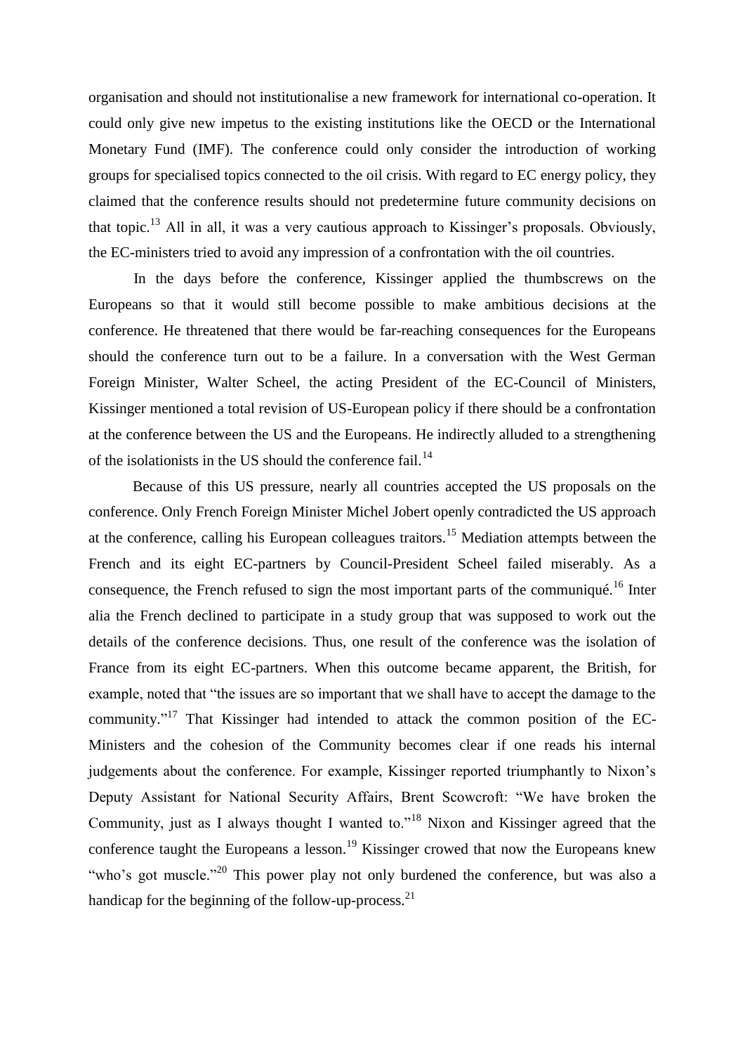organisation and should not institutionalise a new framework for international co-operation. It could only give new impetus to the existing institutions like the OECD or the International Monetary Fund (IMF). The conference could only consider the introduction of working groups for specialised topics connected to the oil crisis. With regard to EC energy policy, they claimed that the conference results should not predetermine future community decisions on that topic.[13] All in all, it was a very cautious approach to Kissinger's proposals. Obviously, the EC-ministers tried to avoid any impression of a confrontation with the oil countries.

In the days before the conference, Kissinger applied the thumbscrews on the Europeans so that it would still become possible to make ambitious decisions at the conference. He threatened that there would be far-reaching consequences for the Europeans should the conference turn out to be a failure. In a conversation with the West German Foreign Minister, Walter Scheel, the acting President of the EC-Council of Ministers, Kissinger mentioned a total revision of US-European policy if there should be a confrontation at the conference between the US and the Europeans. He indirectly alluded to a strengthening of the isolationists in the US should the conference fail.[14]

Because of this US pressure, nearly all countries accepted the US proposals on the conference. Only French Foreign Minister Michel Jobert openly contradicted the US approach at the conference, calling his European colleagues traitors.[15] Mediation attempts between the French and its eight EC-partners by Council-President Scheel failed miserably. As a consequence, the French refused to sign the most important parts of the communiqué.[16] Inter alia the French declined to participate in a study group that was supposed to work out the details of the conference decisions. Thus, one result of the conference was the isolation of France from its eight EC-partners. When this outcome became apparent, the British, for example, noted that "the issues are so important that we shall have to accept the damage to the community."[17] That Kissinger had intended to attack the common position of the EC-Ministers and the cohesion of the Community becomes clear if one reads his internal judgements about the conference. For example, Kissinger reported triumphantly to Nixon's Deputy Assistant for National Security Affairs, Brent Scowcroft: "We have broken the Community, just as I always thought I wanted to."[18] Nixon and Kissinger agreed that the conference taught the Europeans a lesson.[19] Kissinger crowed that now the Europeans knew "who's got muscle."[20] This power play not only burdened the conference, but was also a handicap for the beginning of the follow-up-process.[21]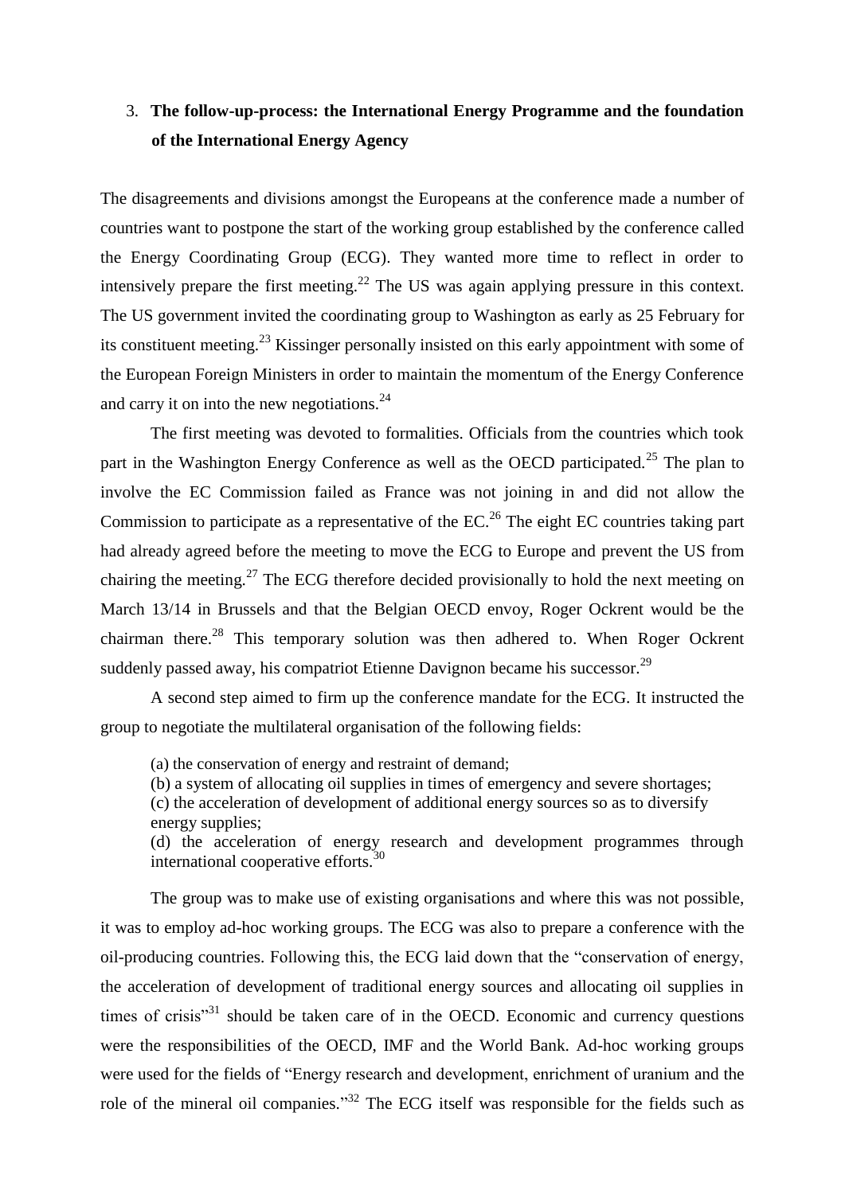## 3. The follow-up-process: the International Energy Programme and the foundation of the International Energy Agency

The disagreements and divisions amongst the Europeans at the conference made a number of countries want to postpone the start of the working group established by the conference called the Energy Coordinating Group (ECG). They wanted more time to reflect in order to intensively prepare the first meeting.[22] The US was again applying pressure in this context. The US government invited the coordinating group to Washington as early as 25 February for its constituent meeting.[23] Kissinger personally insisted on this early appointment with some of the European Foreign Ministers in order to maintain the momentum of the Energy Conference and carry it on into the new negotiations.[24]

The first meeting was devoted to formalities. Officials from the countries which took part in the Washington Energy Conference as well as the OECD participated.[25] The plan to involve the EC Commission failed as France was not joining in and did not allow the Commission to participate as a representative of the EC.[26] The eight EC countries taking part had already agreed before the meeting to move the ECG to Europe and prevent the US from chairing the meeting.[27] The ECG therefore decided provisionally to hold the next meeting on March 13/14 in Brussels and that the Belgian OECD envoy, Roger Ockrent would be the chairman there.[28] This temporary solution was then adhered to. When Roger Ockrent suddenly passed away, his compatriot Etienne Davignon became his successor.[29]

A second step aimed to firm up the conference mandate for the ECG. It instructed the group to negotiate the multilateral organisation of the following fields:

> (a) the conservation of energy and restraint of demand;
> (b) a system of allocating oil supplies in times of emergency and severe shortages;
> (c) the acceleration of development of additional energy sources so as to diversify energy supplies;
> (d) the acceleration of energy research and development programmes through international cooperative efforts.[30]

The group was to make use of existing organisations and where this was not possible, it was to employ ad-hoc working groups. The ECG was also to prepare a conference with the oil-producing countries. Following this, the ECG laid down that the "conservation of energy, the acceleration of development of traditional energy sources and allocating oil supplies in times of crisis"[31] should be taken care of in the OECD. Economic and currency questions were the responsibilities of the OECD, IMF and the World Bank. Ad-hoc working groups were used for the fields of "Energy research and development, enrichment of uranium and the role of the mineral oil companies."[32] The ECG itself was responsible for the fields such as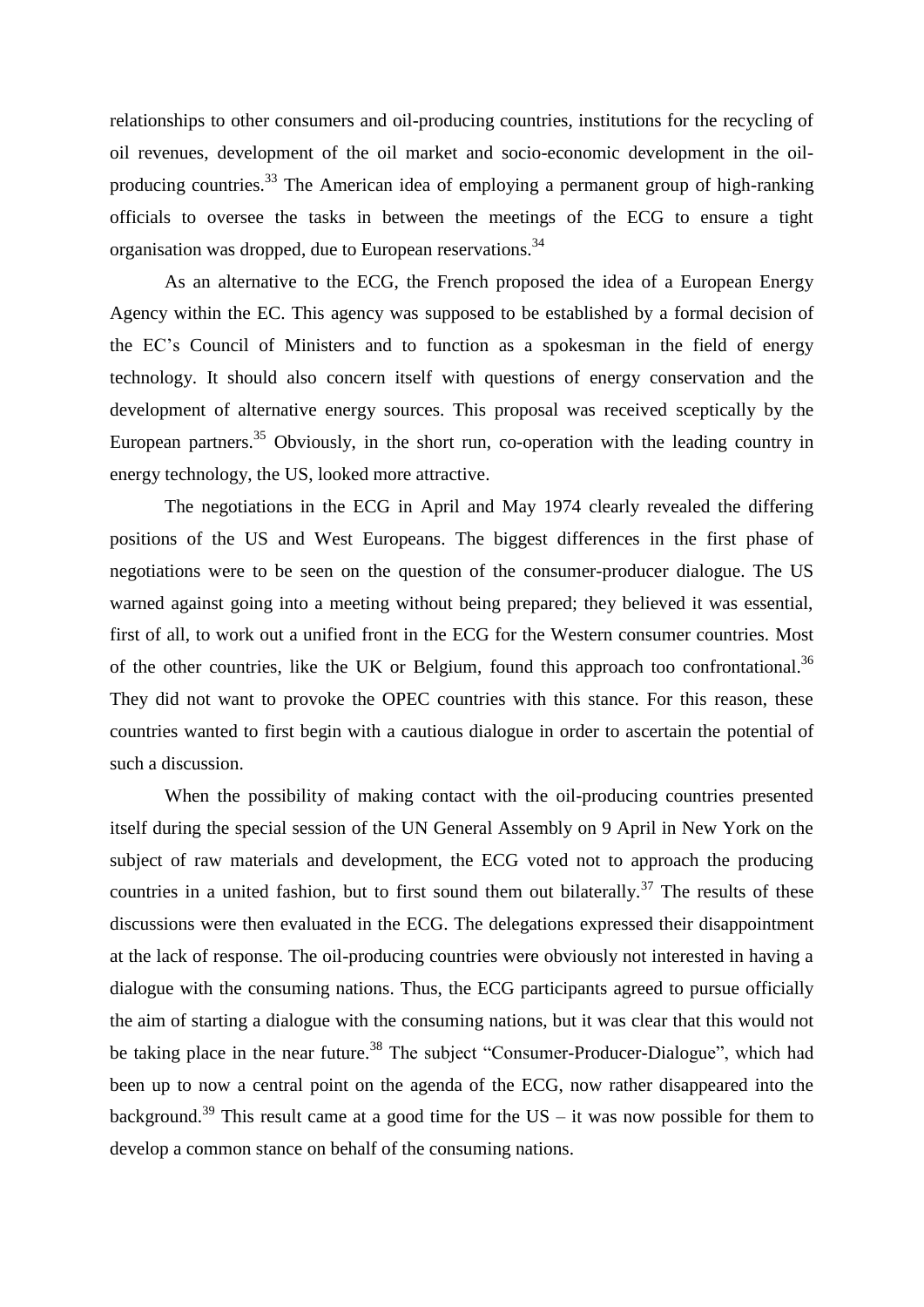relationships to other consumers and oil-producing countries, institutions for the recycling of oil revenues, development of the oil market and socio-economic development in the oil-producing countries.[33] The American idea of employing a permanent group of high-ranking officials to oversee the tasks in between the meetings of the ECG to ensure a tight organisation was dropped, due to European reservations.[34]

As an alternative to the ECG, the French proposed the idea of a European Energy Agency within the EC. This agency was supposed to be established by a formal decision of the EC's Council of Ministers and to function as a spokesman in the field of energy technology. It should also concern itself with questions of energy conservation and the development of alternative energy sources. This proposal was received sceptically by the European partners.[35] Obviously, in the short run, co-operation with the leading country in energy technology, the US, looked more attractive.

The negotiations in the ECG in April and May 1974 clearly revealed the differing positions of the US and West Europeans. The biggest differences in the first phase of negotiations were to be seen on the question of the consumer-producer dialogue. The US warned against going into a meeting without being prepared; they believed it was essential, first of all, to work out a unified front in the ECG for the Western consumer countries. Most of the other countries, like the UK or Belgium, found this approach too confrontational.[36] They did not want to provoke the OPEC countries with this stance. For this reason, these countries wanted to first begin with a cautious dialogue in order to ascertain the potential of such a discussion.

When the possibility of making contact with the oil-producing countries presented itself during the special session of the UN General Assembly on 9 April in New York on the subject of raw materials and development, the ECG voted not to approach the producing countries in a united fashion, but to first sound them out bilaterally.[37] The results of these discussions were then evaluated in the ECG. The delegations expressed their disappointment at the lack of response. The oil-producing countries were obviously not interested in having a dialogue with the consuming nations. Thus, the ECG participants agreed to pursue officially the aim of starting a dialogue with the consuming nations, but it was clear that this would not be taking place in the near future.[38] The subject "Consumer-Producer-Dialogue", which had been up to now a central point on the agenda of the ECG, now rather disappeared into the background.[39] This result came at a good time for the US – it was now possible for them to develop a common stance on behalf of the consuming nations.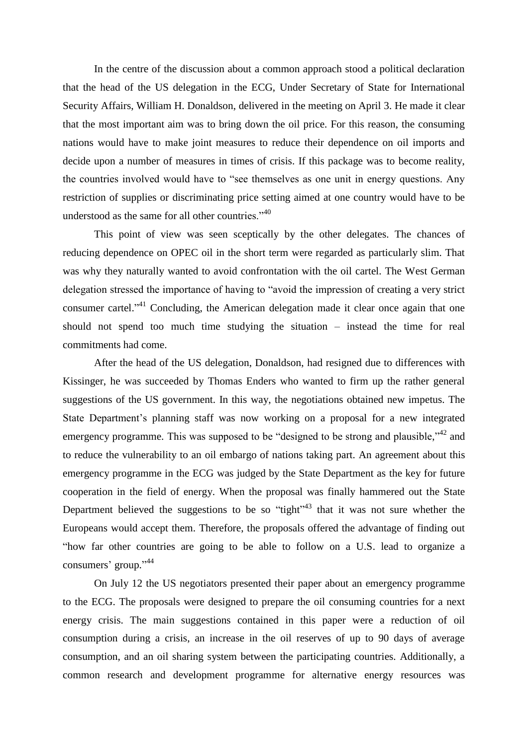In the centre of the discussion about a common approach stood a political declaration that the head of the US delegation in the ECG, Under Secretary of State for International Security Affairs, William H. Donaldson, delivered in the meeting on April 3. He made it clear that the most important aim was to bring down the oil price. For this reason, the consuming nations would have to make joint measures to reduce their dependence on oil imports and decide upon a number of measures in times of crisis. If this package was to become reality, the countries involved would have to "see themselves as one unit in energy questions. Any restriction of supplies or discriminating price setting aimed at one country would have to be understood as the same for all other countries."[40]

This point of view was seen sceptically by the other delegates. The chances of reducing dependence on OPEC oil in the short term were regarded as particularly slim. That was why they naturally wanted to avoid confrontation with the oil cartel. The West German delegation stressed the importance of having to "avoid the impression of creating a very strict consumer cartel."[41] Concluding, the American delegation made it clear once again that one should not spend too much time studying the situation – instead the time for real commitments had come.

After the head of the US delegation, Donaldson, had resigned due to differences with Kissinger, he was succeeded by Thomas Enders who wanted to firm up the rather general suggestions of the US government. In this way, the negotiations obtained new impetus. The State Department's planning staff was now working on a proposal for a new integrated emergency programme. This was supposed to be "designed to be strong and plausible,"[42] and to reduce the vulnerability to an oil embargo of nations taking part. An agreement about this emergency programme in the ECG was judged by the State Department as the key for future cooperation in the field of energy. When the proposal was finally hammered out the State Department believed the suggestions to be so "tight"[43] that it was not sure whether the Europeans would accept them. Therefore, the proposals offered the advantage of finding out "how far other countries are going to be able to follow on a U.S. lead to organize a consumers' group."[44]

On July 12 the US negotiators presented their paper about an emergency programme to the ECG. The proposals were designed to prepare the oil consuming countries for a next energy crisis. The main suggestions contained in this paper were a reduction of oil consumption during a crisis, an increase in the oil reserves of up to 90 days of average consumption, and an oil sharing system between the participating countries. Additionally, a common research and development programme for alternative energy resources was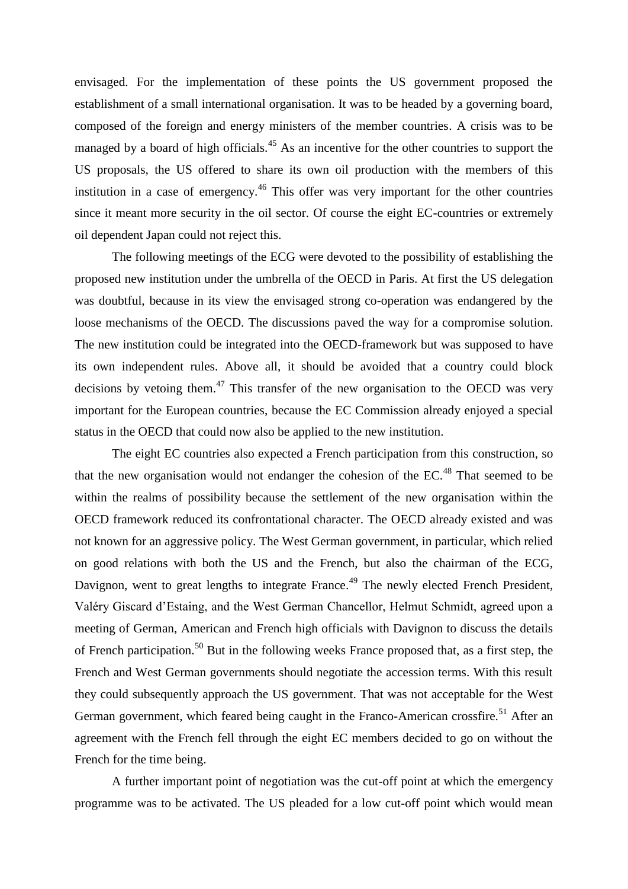envisaged. For the implementation of these points the US government proposed the establishment of a small international organisation. It was to be headed by a governing board, composed of the foreign and energy ministers of the member countries. A crisis was to be managed by a board of high officials.[45] As an incentive for the other countries to support the US proposals, the US offered to share its own oil production with the members of this institution in a case of emergency.[46] This offer was very important for the other countries since it meant more security in the oil sector. Of course the eight EC-countries or extremely oil dependent Japan could not reject this.

The following meetings of the ECG were devoted to the possibility of establishing the proposed new institution under the umbrella of the OECD in Paris. At first the US delegation was doubtful, because in its view the envisaged strong co-operation was endangered by the loose mechanisms of the OECD. The discussions paved the way for a compromise solution. The new institution could be integrated into the OECD-framework but was supposed to have its own independent rules. Above all, it should be avoided that a country could block decisions by vetoing them.[47] This transfer of the new organisation to the OECD was very important for the European countries, because the EC Commission already enjoyed a special status in the OECD that could now also be applied to the new institution.

The eight EC countries also expected a French participation from this construction, so that the new organisation would not endanger the cohesion of the EC.[48] That seemed to be within the realms of possibility because the settlement of the new organisation within the OECD framework reduced its confrontational character. The OECD already existed and was not known for an aggressive policy. The West German government, in particular, which relied on good relations with both the US and the French, but also the chairman of the ECG, Davignon, went to great lengths to integrate France.[49] The newly elected French President, Valéry Giscard d'Estaing, and the West German Chancellor, Helmut Schmidt, agreed upon a meeting of German, American and French high officials with Davignon to discuss the details of French participation.[50] But in the following weeks France proposed that, as a first step, the French and West German governments should negotiate the accession terms. With this result they could subsequently approach the US government. That was not acceptable for the West German government, which feared being caught in the Franco-American crossfire.[51] After an agreement with the French fell through the eight EC members decided to go on without the French for the time being.

A further important point of negotiation was the cut-off point at which the emergency programme was to be activated. The US pleaded for a low cut-off point which would mean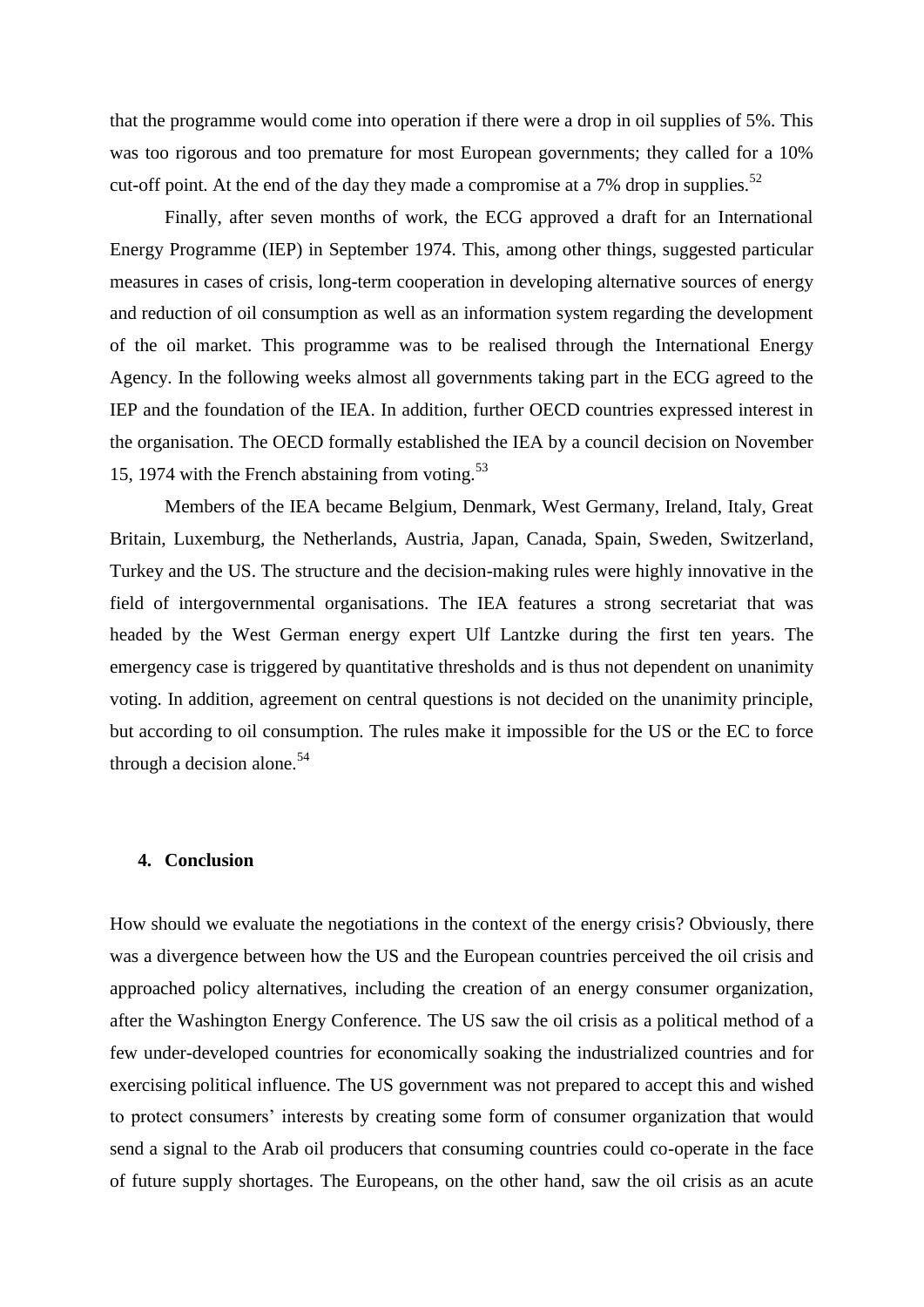that the programme would come into operation if there were a drop in oil supplies of 5%. This was too rigorous and too premature for most European governments; they called for a 10% cut-off point. At the end of the day they made a compromise at a 7% drop in supplies.[52]

Finally, after seven months of work, the ECG approved a draft for an International Energy Programme (IEP) in September 1974. This, among other things, suggested particular measures in cases of crisis, long-term cooperation in developing alternative sources of energy and reduction of oil consumption as well as an information system regarding the development of the oil market. This programme was to be realised through the International Energy Agency. In the following weeks almost all governments taking part in the ECG agreed to the IEP and the foundation of the IEA. In addition, further OECD countries expressed interest in the organisation. The OECD formally established the IEA by a council decision on November 15, 1974 with the French abstaining from voting.[53]

Members of the IEA became Belgium, Denmark, West Germany, Ireland, Italy, Great Britain, Luxemburg, the Netherlands, Austria, Japan, Canada, Spain, Sweden, Switzerland, Turkey and the US. The structure and the decision-making rules were highly innovative in the field of intergovernmental organisations. The IEA features a strong secretariat that was headed by the West German energy expert Ulf Lantzke during the first ten years. The emergency case is triggered by quantitative thresholds and is thus not dependent on unanimity voting. In addition, agreement on central questions is not decided on the unanimity principle, but according to oil consumption. The rules make it impossible for the US or the EC to force through a decision alone.[54]

## 4. Conclusion

How should we evaluate the negotiations in the context of the energy crisis? Obviously, there was a divergence between how the US and the European countries perceived the oil crisis and approached policy alternatives, including the creation of an energy consumer organization, after the Washington Energy Conference. The US saw the oil crisis as a political method of a few under-developed countries for economically soaking the industrialized countries and for exercising political influence. The US government was not prepared to accept this and wished to protect consumers' interests by creating some form of consumer organization that would send a signal to the Arab oil producers that consuming countries could co-operate in the face of future supply shortages. The Europeans, on the other hand, saw the oil crisis as an acute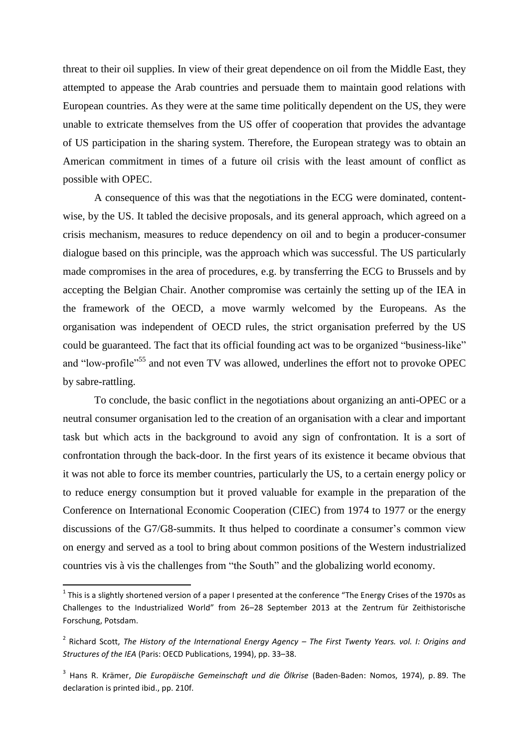threat to their oil supplies. In view of their great dependence on oil from the Middle East, they attempted to appease the Arab countries and persuade them to maintain good relations with European countries. As they were at the same time politically dependent on the US, they were unable to extricate themselves from the US offer of cooperation that provides the advantage of US participation in the sharing system. Therefore, the European strategy was to obtain an American commitment in times of a future oil crisis with the least amount of conflict as possible with OPEC.

A consequence of this was that the negotiations in the ECG were dominated, content-wise, by the US. It tabled the decisive proposals, and its general approach, which agreed on a crisis mechanism, measures to reduce dependency on oil and to begin a producer-consumer dialogue based on this principle, was the approach which was successful. The US particularly made compromises in the area of procedures, e.g. by transferring the ECG to Brussels and by accepting the Belgian Chair. Another compromise was certainly the setting up of the IEA in the framework of the OECD, a move warmly welcomed by the Europeans. As the organisation was independent of OECD rules, the strict organisation preferred by the US could be guaranteed. The fact that its official founding act was to be organized "business-like" and "low-profile"[55] and not even TV was allowed, underlines the effort not to provoke OPEC by sabre-rattling.

To conclude, the basic conflict in the negotiations about organizing an anti-OPEC or a neutral consumer organisation led to the creation of an organisation with a clear and important task but which acts in the background to avoid any sign of confrontation. It is a sort of confrontation through the back-door. In the first years of its existence it became obvious that it was not able to force its member countries, particularly the US, to a certain energy policy or to reduce energy consumption but it proved valuable for example in the preparation of the Conference on International Economic Cooperation (CIEC) from 1974 to 1977 or the energy discussions of the G7/G8-summits. It thus helped to coordinate a consumer's common view on energy and served as a tool to bring about common positions of the Western industrialized countries vis à vis the challenges from "the South" and the globalizing world economy.

---

[1] This is a slightly shortened version of a paper I presented at the conference "The Energy Crises of the 1970s as Challenges to the Industrialized World" from 26–28 September 2013 at the Zentrum für Zeithistorische Forschung, Potsdam.

[2] Richard Scott, *The History of the International Energy Agency – The First Twenty Years. vol. I: Origins and Structures of the IEA* (Paris: OECD Publications, 1994), pp. 33–38.

[3] Hans R. Krämer, *Die Europäische Gemeinschaft und die Ölkrise* (Baden-Baden: Nomos, 1974), p. 89. The declaration is printed ibid., pp. 210f.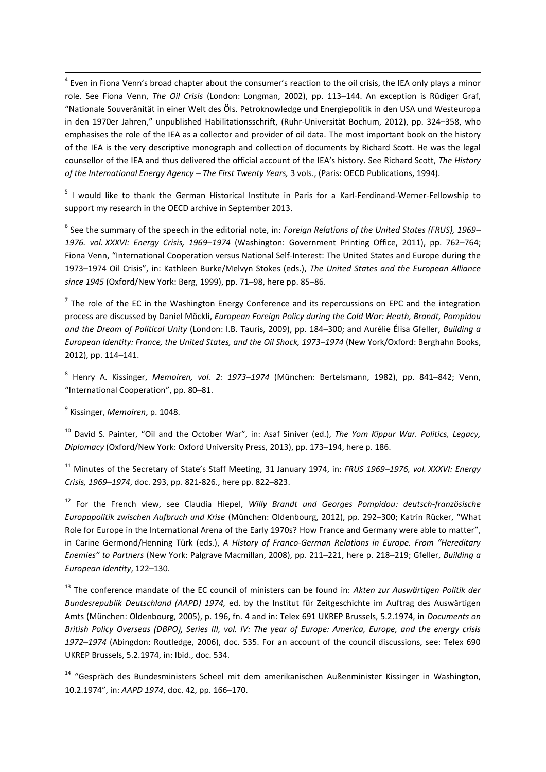[4] Even in Fiona Venn's broad chapter about the consumer's reaction to the oil crisis, the IEA only plays a minor role. See Fiona Venn, *The Oil Crisis* (London: Longman, 2002), pp. 113–144. An exception is Rüdiger Graf, "Nationale Souveränität in einer Welt des Öls. Petroknowledge und Energiepolitik in den USA und Westeuropa in den 1970er Jahren," unpublished Habilitationsschrift, (Ruhr-Universität Bochum, 2012), pp. 324–358, who emphasises the role of the IEA as a collector and provider of oil data. The most important book on the history of the IEA is the very descriptive monograph and collection of documents by Richard Scott. He was the legal counsellor of the IEA and thus delivered the official account of the IEA's history. See Richard Scott, *The History of the International Energy Agency – The First Twenty Years,* 3 vols., (Paris: OECD Publications, 1994).

[5] I would like to thank the German Historical Institute in Paris for a Karl-Ferdinand-Werner-Fellowship to support my research in the OECD archive in September 2013.

[6] See the summary of the speech in the editorial note, in: *Foreign Relations of the United States (FRUS), 1969–1976. vol. XXXVI: Energy Crisis, 1969–1974* (Washington: Government Printing Office, 2011), pp. 762–764; Fiona Venn, "International Cooperation versus National Self-Interest: The United States and Europe during the 1973–1974 Oil Crisis", in: Kathleen Burke/Melvyn Stokes (eds.), *The United States and the European Alliance since 1945* (Oxford/New York: Berg, 1999), pp. 71–98, here pp. 85–86.

[7] The role of the EC in the Washington Energy Conference and its repercussions on EPC and the integration process are discussed by Daniel Möckli, *European Foreign Policy during the Cold War: Heath, Brandt, Pompidou and the Dream of Political Unity* (London: I.B. Tauris, 2009), pp. 184–300; and Aurélie Élisa Gfeller, *Building a European Identity: France, the United States, and the Oil Shock, 1973–1974* (New York/Oxford: Berghahn Books, 2012), pp. 114–141.

[8] Henry A. Kissinger, *Memoiren, vol. 2: 1973–1974* (München: Bertelsmann, 1982), pp. 841–842; Venn, "International Cooperation", pp. 80–81.

[9] Kissinger, *Memoiren*, p. 1048.

[10] David S. Painter, "Oil and the October War", in: Asaf Siniver (ed.), *The Yom Kippur War. Politics, Legacy, Diplomacy* (Oxford/New York: Oxford University Press, 2013), pp. 173–194, here p. 186.

[11] Minutes of the Secretary of State's Staff Meeting, 31 January 1974, in: *FRUS 1969–1976, vol. XXXVI: Energy Crisis, 1969–1974*, doc. 293, pp. 821-826., here pp. 822–823.

[12] For the French view, see Claudia Hiepel, *Willy Brandt und Georges Pompidou: deutsch-französische Europapolitik zwischen Aufbruch und Krise* (München: Oldenbourg, 2012), pp. 292–300; Katrin Rücker, "What Role for Europe in the International Arena of the Early 1970s? How France and Germany were able to matter", in Carine Germond/Henning Türk (eds.), *A History of Franco-German Relations in Europe. From "Hereditary Enemies" to Partners* (New York: Palgrave Macmillan, 2008), pp. 211–221, here p. 218–219; Gfeller, *Building a European Identity*, 122–130.

[13] The conference mandate of the EC council of ministers can be found in: *Akten zur Auswärtigen Politik der Bundesrepublik Deutschland (AAPD) 1974,* ed. by the Institut für Zeitgeschichte im Auftrag des Auswärtigen Amts (München: Oldenbourg, 2005), p. 196, fn. 4 and in: Telex 691 UKREP Brussels, 5.2.1974, in *Documents on British Policy Overseas (DBPO), Series III, vol. IV: The year of Europe: America, Europe, and the energy crisis 1972–1974* (Abingdon: Routledge, 2006), doc. 535. For an account of the council discussions, see: Telex 690 UKREP Brussels, 5.2.1974, in: Ibid., doc. 534.

[14] "Gespräch des Bundesministers Scheel mit dem amerikanischen Außenminister Kissinger in Washington, 10.2.1974", in: *AAPD 1974*, doc. 42, pp. 166–170.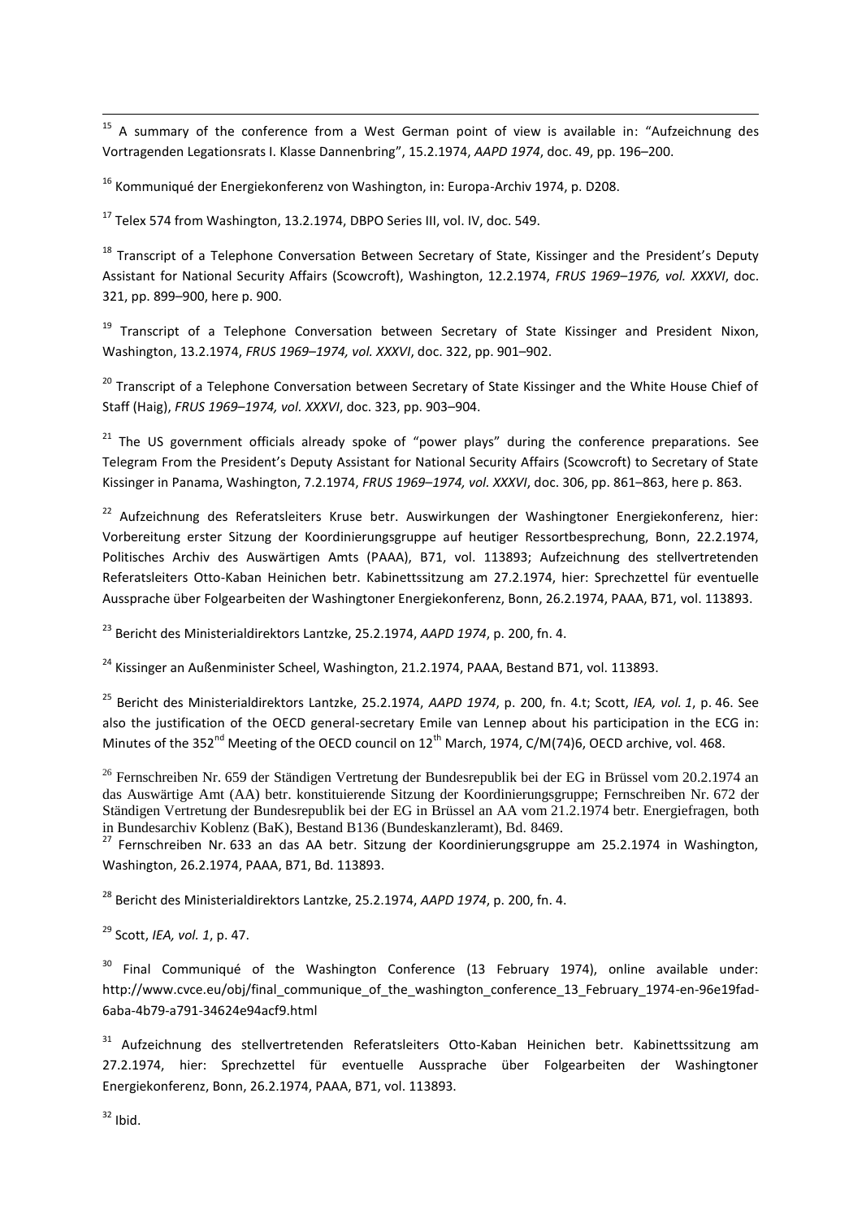[15] A summary of the conference from a West German point of view is available in: "Aufzeichnung des Vortragenden Legationsrats I. Klasse Dannenbring", 15.2.1974, *AAPD 1974*, doc. 49, pp. 196–200.

[16] Kommuniqué der Energiekonferenz von Washington, in: Europa-Archiv 1974, p. D208.

[17] Telex 574 from Washington, 13.2.1974, DBPO Series III, vol. IV, doc. 549.

[18] Transcript of a Telephone Conversation Between Secretary of State, Kissinger and the President's Deputy Assistant for National Security Affairs (Scowcroft), Washington, 12.2.1974, *FRUS 1969–1976, vol. XXXVI*, doc. 321, pp. 899–900, here p. 900.

[19] Transcript of a Telephone Conversation between Secretary of State Kissinger and President Nixon, Washington, 13.2.1974, *FRUS 1969–1974, vol. XXXVI*, doc. 322, pp. 901–902.

[20] Transcript of a Telephone Conversation between Secretary of State Kissinger and the White House Chief of Staff (Haig), *FRUS 1969–1974, vol. XXXVI*, doc. 323, pp. 903–904.

[21] The US government officials already spoke of "power plays" during the conference preparations. See Telegram From the President's Deputy Assistant for National Security Affairs (Scowcroft) to Secretary of State Kissinger in Panama, Washington, 7.2.1974, *FRUS 1969–1974, vol. XXXVI*, doc. 306, pp. 861–863, here p. 863.

[22] Aufzeichnung des Referatsleiters Kruse betr. Auswirkungen der Washingtoner Energiekonferenz, hier: Vorbereitung erster Sitzung der Koordinierungsgruppe auf heutiger Ressortbesprechung, Bonn, 22.2.1974, Politisches Archiv des Auswärtigen Amts (PAAA), B71, vol. 113893; Aufzeichnung des stellvertretenden Referatsleiters Otto-Kaban Heinichen betr. Kabinettssitzung am 27.2.1974, hier: Sprechzettel für eventuelle Aussprache über Folgearbeiten der Washingtoner Energiekonferenz, Bonn, 26.2.1974, PAAA, B71, vol. 113893.

[23] Bericht des Ministerialdirektors Lantzke, 25.2.1974, *AAPD 1974*, p. 200, fn. 4.

[24] Kissinger an Außenminister Scheel, Washington, 21.2.1974, PAAA, Bestand B71, vol. 113893.

[25] Bericht des Ministerialdirektors Lantzke, 25.2.1974, *AAPD 1974*, p. 200, fn. 4.t; Scott, *IEA, vol. 1*, p. 46. See also the justification of the OECD general-secretary Emile van Lennep about his participation in the ECG in: Minutes of the 352[nd] Meeting of the OECD council on 12[th] March, 1974, C/M(74)6, OECD archive, vol. 468.

[26] Fernschreiben Nr. 659 der Ständigen Vertretung der Bundesrepublik bei der EG in Brüssel vom 20.2.1974 an das Auswärtige Amt (AA) betr. konstituierende Sitzung der Koordinierungsgruppe; Fernschreiben Nr. 672 der Ständigen Vertretung der Bundesrepublik bei der EG in Brüssel an AA vom 21.2.1974 betr. Energiefragen, both in Bundesarchiv Koblenz (BaK), Bestand B136 (Bundeskanzleramt), Bd. 8469.

[27] Fernschreiben Nr. 633 an das AA betr. Sitzung der Koordinierungsgruppe am 25.2.1974 in Washington, Washington, 26.2.1974, PAAA, B71, Bd. 113893.

[28] Bericht des Ministerialdirektors Lantzke, 25.2.1974, *AAPD 1974*, p. 200, fn. 4.

[29] Scott, *IEA, vol. 1*, p. 47.

[30] Final Communiqué of the Washington Conference (13 February 1974), online available under: http://www.cvce.eu/obj/final_communique_of_the_washington_conference_13_February_1974-en-96e19fad-6aba-4b79-a791-34624e94acf9.html

[31] Aufzeichnung des stellvertretenden Referatsleiters Otto-Kaban Heinichen betr. Kabinettssitzung am 27.2.1974, hier: Sprechzettel für eventuelle Aussprache über Folgearbeiten der Washingtoner Energiekonferenz, Bonn, 26.2.1974, PAAA, B71, vol. 113893.

[32] Ibid.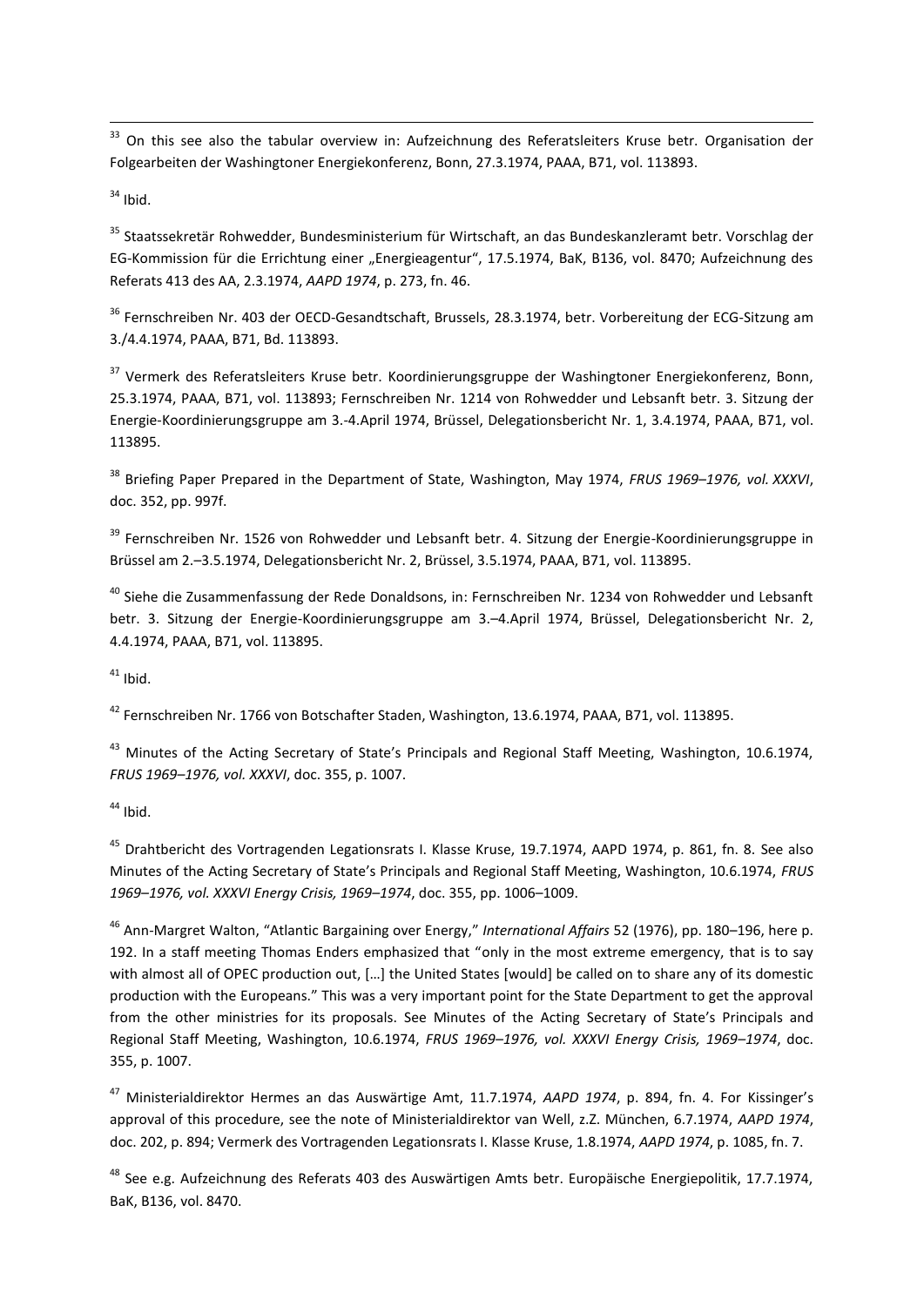[33] On this see also the tabular overview in: Aufzeichnung des Referatsleiters Kruse betr. Organisation der Folgearbeiten der Washingtoner Energiekonferenz, Bonn, 27.3.1974, PAAA, B71, vol. 113893.

[34] Ibid.

[35] Staatssekretär Rohwedder, Bundesministerium für Wirtschaft, an das Bundeskanzleramt betr. Vorschlag der EG-Kommission für die Errichtung einer „Energieagentur“, 17.5.1974, BaK, B136, vol. 8470; Aufzeichnung des Referats 413 des AA, 2.3.1974, *AAPD 1974*, p. 273, fn. 46.

[36] Fernschreiben Nr. 403 der OECD-Gesandtschaft, Brussels, 28.3.1974, betr. Vorbereitung der ECG-Sitzung am 3./4.4.1974, PAAA, B71, Bd. 113893.

[37] Vermerk des Referatsleiters Kruse betr. Koordinierungsgruppe der Washingtoner Energiekonferenz, Bonn, 25.3.1974, PAAA, B71, vol. 113893; Fernschreiben Nr. 1214 von Rohwedder und Lebsanft betr. 3. Sitzung der Energie-Koordinierungsgruppe am 3.-4.April 1974, Brüssel, Delegationsbericht Nr. 1, 3.4.1974, PAAA, B71, vol. 113895.

[38] Briefing Paper Prepared in the Department of State, Washington, May 1974, *FRUS 1969–1976, vol. XXXVI*, doc. 352, pp. 997f.

[39] Fernschreiben Nr. 1526 von Rohwedder und Lebsanft betr. 4. Sitzung der Energie-Koordinierungsgruppe in Brüssel am 2.–3.5.1974, Delegationsbericht Nr. 2, Brüssel, 3.5.1974, PAAA, B71, vol. 113895.

[40] Siehe die Zusammenfassung der Rede Donaldsons, in: Fernschreiben Nr. 1234 von Rohwedder und Lebsanft betr. 3. Sitzung der Energie-Koordinierungsgruppe am 3.–4.April 1974, Brüssel, Delegationsbericht Nr. 2, 4.4.1974, PAAA, B71, vol. 113895.

[41] Ibid.

[42] Fernschreiben Nr. 1766 von Botschafter Staden, Washington, 13.6.1974, PAAA, B71, vol. 113895.

[43] Minutes of the Acting Secretary of State's Principals and Regional Staff Meeting, Washington, 10.6.1974, *FRUS 1969–1976, vol. XXXVI*, doc. 355, p. 1007.

[44] Ibid.

[45] Drahtbericht des Vortragenden Legationsrats I. Klasse Kruse, 19.7.1974, AAPD 1974, p. 861, fn. 8. See also Minutes of the Acting Secretary of State's Principals and Regional Staff Meeting, Washington, 10.6.1974, *FRUS 1969–1976, vol. XXXVI Energy Crisis, 1969–1974*, doc. 355, pp. 1006–1009.

[46] Ann-Margret Walton, "Atlantic Bargaining over Energy," *International Affairs* 52 (1976), pp. 180–196, here p. 192. In a staff meeting Thomas Enders emphasized that "only in the most extreme emergency, that is to say with almost all of OPEC production out, […] the United States [would] be called on to share any of its domestic production with the Europeans." This was a very important point for the State Department to get the approval from the other ministries for its proposals. See Minutes of the Acting Secretary of State's Principals and Regional Staff Meeting, Washington, 10.6.1974, *FRUS 1969–1976, vol. XXXVI Energy Crisis, 1969–1974*, doc. 355, p. 1007.

[47] Ministerialdirektor Hermes an das Auswärtige Amt, 11.7.1974, *AAPD 1974*, p. 894, fn. 4. For Kissinger's approval of this procedure, see the note of Ministerialdirektor van Well, z.Z. München, 6.7.1974, *AAPD 1974*, doc. 202, p. 894; Vermerk des Vortragenden Legationsrats I. Klasse Kruse, 1.8.1974, *AAPD 1974*, p. 1085, fn. 7.

[48] See e.g. Aufzeichnung des Referats 403 des Auswärtigen Amts betr. Europäische Energiepolitik, 17.7.1974, BaK, B136, vol. 8470.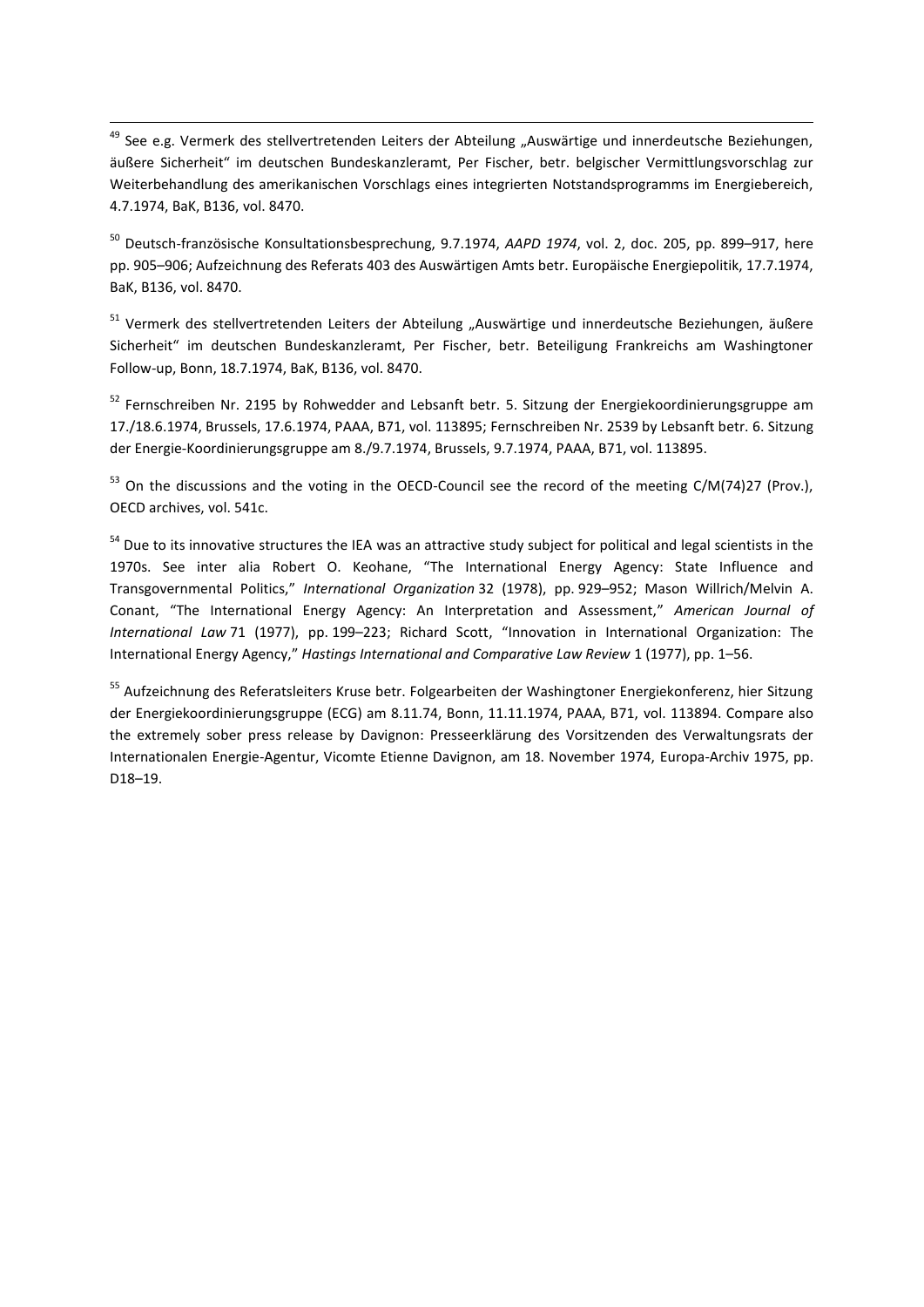[49] See e.g. Vermerk des stellvertretenden Leiters der Abteilung „Auswärtige und innerdeutsche Beziehungen, äußere Sicherheit“ im deutschen Bundeskanzleramt, Per Fischer, betr. belgischer Vermittlungsvorschlag zur Weiterbehandlung des amerikanischen Vorschlags eines integrierten Notstandsprogramms im Energiebereich, 4.7.1974, BaK, B136, vol. 8470.

[50] Deutsch-französische Konsultationsbesprechung, 9.7.1974, *AAPD 1974*, vol. 2, doc. 205, pp. 899–917, here pp. 905–906; Aufzeichnung des Referats 403 des Auswärtigen Amts betr. Europäische Energiepolitik, 17.7.1974, BaK, B136, vol. 8470.

[51] Vermerk des stellvertretenden Leiters der Abteilung „Auswärtige und innerdeutsche Beziehungen, äußere Sicherheit“ im deutschen Bundeskanzleramt, Per Fischer, betr. Beteiligung Frankreichs am Washingtoner Follow-up, Bonn, 18.7.1974, BaK, B136, vol. 8470.

[52] Fernschreiben Nr. 2195 by Rohwedder and Lebsanft betr. 5. Sitzung der Energiekoordinierungsgruppe am 17./18.6.1974, Brussels, 17.6.1974, PAAA, B71, vol. 113895; Fernschreiben Nr. 2539 by Lebsanft betr. 6. Sitzung der Energie-Koordinierungsgruppe am 8./9.7.1974, Brussels, 9.7.1974, PAAA, B71, vol. 113895.

[53] On the discussions and the voting in the OECD-Council see the record of the meeting C/M(74)27 (Prov.), OECD archives, vol. 541c.

[54] Due to its innovative structures the IEA was an attractive study subject for political and legal scientists in the 1970s. See inter alia Robert O. Keohane, “The International Energy Agency: State Influence and Transgovernmental Politics,” *International Organization* 32 (1978), pp. 929–952; Mason Willrich/Melvin A. Conant, “The International Energy Agency: An Interpretation and Assessment,” *American Journal of International Law* 71 (1977), pp. 199–223; Richard Scott, “Innovation in International Organization: The International Energy Agency,” *Hastings International and Comparative Law Review* 1 (1977), pp. 1–56.

[55] Aufzeichnung des Referatsleiters Kruse betr. Folgearbeiten der Washingtoner Energiekonferenz, hier Sitzung der Energiekoordinierungsgruppe (ECG) am 8.11.74, Bonn, 11.11.1974, PAAA, B71, vol. 113894. Compare also the extremely sober press release by Davignon: Presseerklärung des Vorsitzenden des Verwaltungsrats der Internationalen Energie-Agentur, Vicomte Etienne Davignon, am 18. November 1974, Europa-Archiv 1975, pp. D18–19.